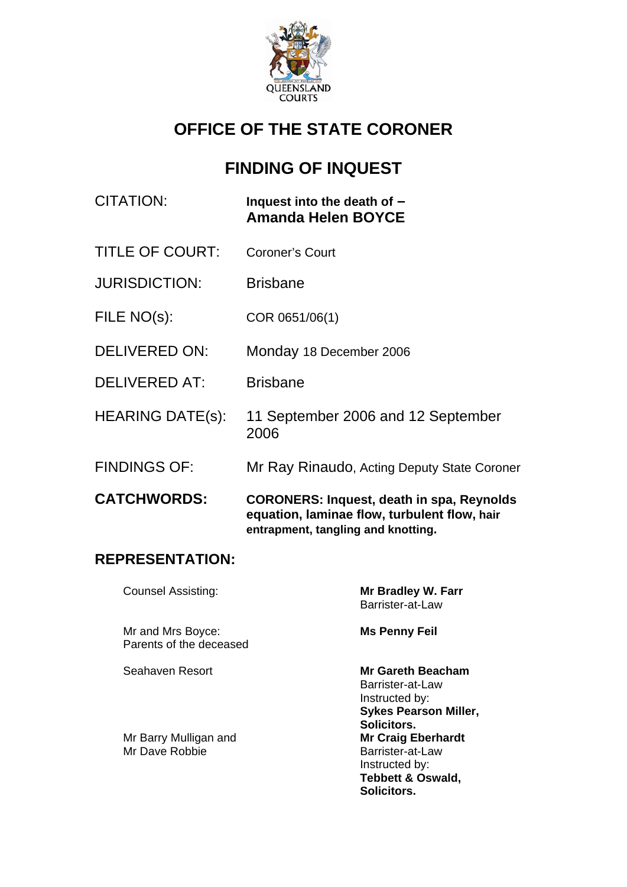QUEENSLAND COURTS

# OFFICE OF THE STATE CORONER

## FINDING OF INQUEST

| | |
|---|---|
| CITATION: | **Inquest into the death of – Amanda Helen BOYCE** |
| TITLE OF COURT: | Coroner's Court |
| JURISDICTION: | Brisbane |
| FILE NO(s): | COR 0651/06(1) |
| DELIVERED ON: | Monday 18 December 2006 |
| DELIVERED AT: | Brisbane |
| HEARING DATE(s): | 11 September 2006 and 12 September 2006 |
| FINDINGS OF: | Mr Ray Rinaudo, Acting Deputy State Coroner |
| **CATCHWORDS:** | **CORONERS: Inquest, death in spa, Reynolds equation, laminae flow, turbulent flow, hair entrapment, tangling and knotting.** |

**REPRESENTATION:**

| | |
|---|---|
| Counsel Assisting: | **Mr Bradley W. Farr** Barrister-at-Law |
| Mr and Mrs Boyce: Parents of the deceased | **Ms Penny Feil** |
| Seahaven Resort | **Mr Gareth Beacham** Barrister-at-Law Instructed by: **Sykes Pearson Miller, Solicitors.** |
| Mr Barry Mulligan and Mr Dave Robbie | **Mr Craig Eberhardt** Barrister-at-Law Instructed by: **Tebbett & Oswald, Solicitors.** |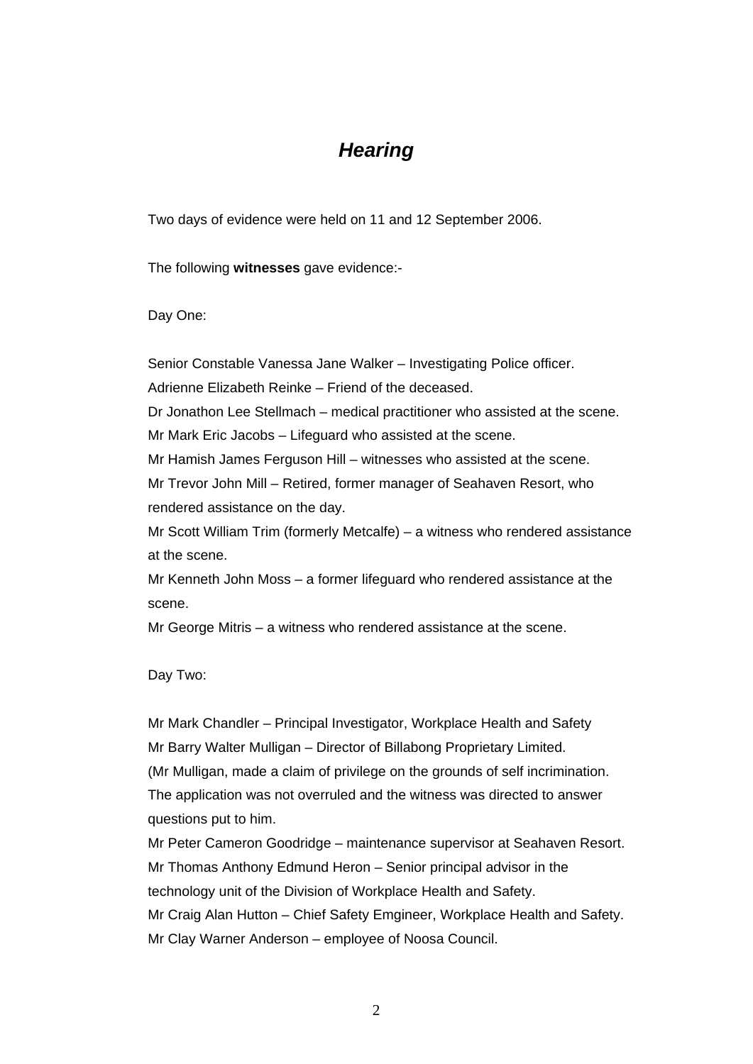# *Hearing*

Two days of evidence were held on 11 and 12 September 2006.

The following **witnesses** gave evidence:-

Day One:

Senior Constable Vanessa Jane Walker – Investigating Police officer.
Adrienne Elizabeth Reinke – Friend of the deceased.
Dr Jonathon Lee Stellmach – medical practitioner who assisted at the scene.
Mr Mark Eric Jacobs – Lifeguard who assisted at the scene.
Mr Hamish James Ferguson Hill – witnesses who assisted at the scene.
Mr Trevor John Mill – Retired, former manager of Seahaven Resort, who rendered assistance on the day.
Mr Scott William Trim (formerly Metcalfe) – a witness who rendered assistance at the scene.
Mr Kenneth John Moss – a former lifeguard who rendered assistance at the scene.
Mr George Mitris – a witness who rendered assistance at the scene.

Day Two:

Mr Mark Chandler – Principal Investigator, Workplace Health and Safety
Mr Barry Walter Mulligan – Director of Billabong Proprietary Limited.
(Mr Mulligan, made a claim of privilege on the grounds of self incrimination. The application was not overruled and the witness was directed to answer questions put to him.
Mr Peter Cameron Goodridge – maintenance supervisor at Seahaven Resort.
Mr Thomas Anthony Edmund Heron – Senior principal advisor in the technology unit of the Division of Workplace Health and Safety.
Mr Craig Alan Hutton – Chief Safety Emgineer, Workplace Health and Safety.
Mr Clay Warner Anderson – employee of Noosa Council.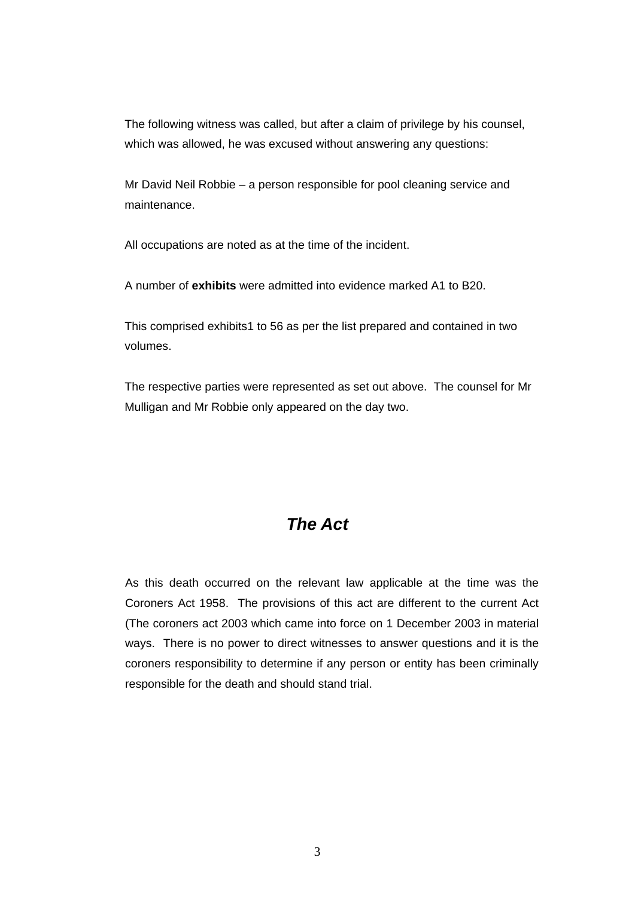The following witness was called, but after a claim of privilege by his counsel, which was allowed, he was excused without answering any questions:

Mr David Neil Robbie – a person responsible for pool cleaning service and maintenance.

All occupations are noted as at the time of the incident.

A number of **exhibits** were admitted into evidence marked A1 to B20.

This comprised exhibits1 to 56 as per the list prepared and contained in two volumes.

The respective parties were represented as set out above. The counsel for Mr Mulligan and Mr Robbie only appeared on the day two.

## *The Act*

As this death occurred on the relevant law applicable at the time was the Coroners Act 1958. The provisions of this act are different to the current Act (The coroners act 2003 which came into force on 1 December 2003 in material ways. There is no power to direct witnesses to answer questions and it is the coroners responsibility to determine if any person or entity has been criminally responsible for the death and should stand trial.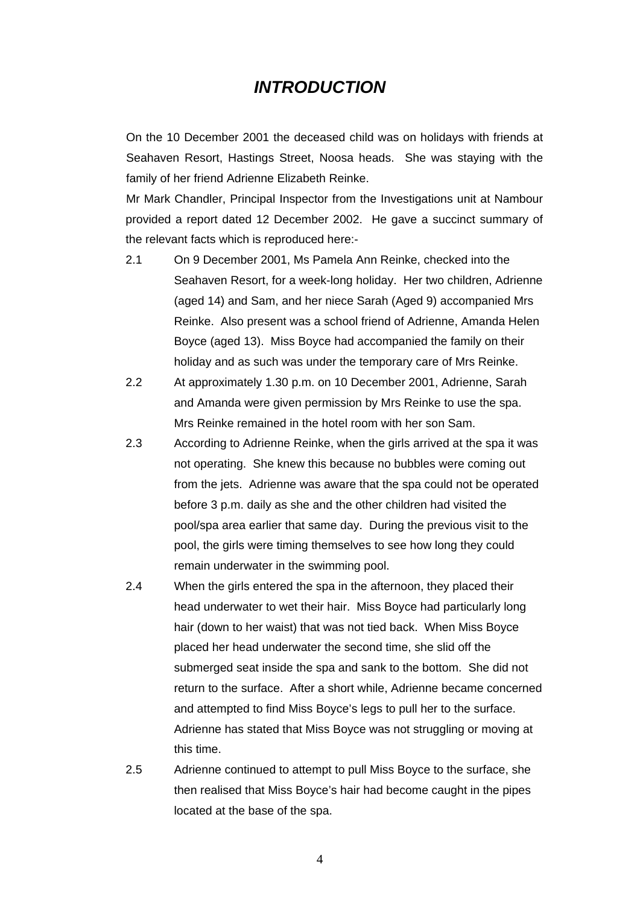# *INTRODUCTION*

On the 10 December 2001 the deceased child was on holidays with friends at Seahaven Resort, Hastings Street, Noosa heads. She was staying with the family of her friend Adrienne Elizabeth Reinke.

Mr Mark Chandler, Principal Inspector from the Investigations unit at Nambour provided a report dated 12 December 2002. He gave a succinct summary of the relevant facts which is reproduced here:-

2.1 On 9 December 2001, Ms Pamela Ann Reinke, checked into the Seahaven Resort, for a week-long holiday. Her two children, Adrienne (aged 14) and Sam, and her niece Sarah (Aged 9) accompanied Mrs Reinke. Also present was a school friend of Adrienne, Amanda Helen Boyce (aged 13). Miss Boyce had accompanied the family on their holiday and as such was under the temporary care of Mrs Reinke.

2.2 At approximately 1.30 p.m. on 10 December 2001, Adrienne, Sarah and Amanda were given permission by Mrs Reinke to use the spa. Mrs Reinke remained in the hotel room with her son Sam.

2.3 According to Adrienne Reinke, when the girls arrived at the spa it was not operating. She knew this because no bubbles were coming out from the jets. Adrienne was aware that the spa could not be operated before 3 p.m. daily as she and the other children had visited the pool/spa area earlier that same day. During the previous visit to the pool, the girls were timing themselves to see how long they could remain underwater in the swimming pool.

2.4 When the girls entered the spa in the afternoon, they placed their head underwater to wet their hair. Miss Boyce had particularly long hair (down to her waist) that was not tied back. When Miss Boyce placed her head underwater the second time, she slid off the submerged seat inside the spa and sank to the bottom. She did not return to the surface. After a short while, Adrienne became concerned and attempted to find Miss Boyce's legs to pull her to the surface. Adrienne has stated that Miss Boyce was not struggling or moving at this time.

2.5 Adrienne continued to attempt to pull Miss Boyce to the surface, she then realised that Miss Boyce's hair had become caught in the pipes located at the base of the spa.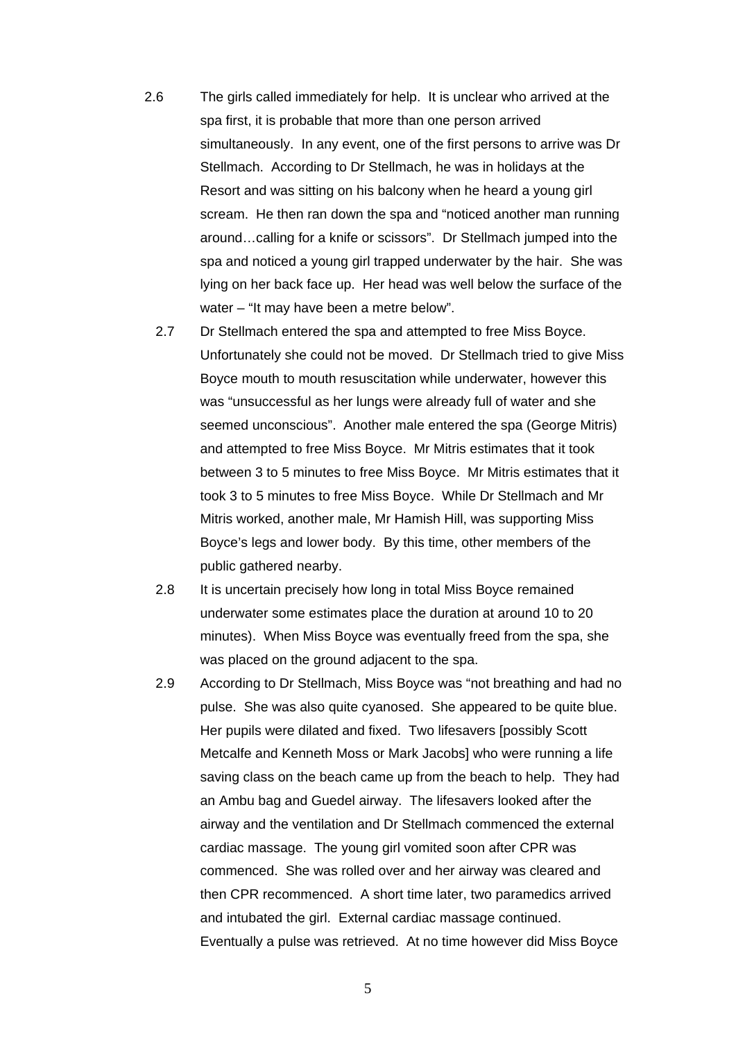2.6 The girls called immediately for help. It is unclear who arrived at the spa first, it is probable that more than one person arrived simultaneously. In any event, one of the first persons to arrive was Dr Stellmach. According to Dr Stellmach, he was in holidays at the Resort and was sitting on his balcony when he heard a young girl scream. He then ran down the spa and "noticed another man running around…calling for a knife or scissors". Dr Stellmach jumped into the spa and noticed a young girl trapped underwater by the hair. She was lying on her back face up. Her head was well below the surface of the water – "It may have been a metre below".

2.7 Dr Stellmach entered the spa and attempted to free Miss Boyce. Unfortunately she could not be moved. Dr Stellmach tried to give Miss Boyce mouth to mouth resuscitation while underwater, however this was "unsuccessful as her lungs were already full of water and she seemed unconscious". Another male entered the spa (George Mitris) and attempted to free Miss Boyce. Mr Mitris estimates that it took between 3 to 5 minutes to free Miss Boyce. Mr Mitris estimates that it took 3 to 5 minutes to free Miss Boyce. While Dr Stellmach and Mr Mitris worked, another male, Mr Hamish Hill, was supporting Miss Boyce's legs and lower body. By this time, other members of the public gathered nearby.

2.8 It is uncertain precisely how long in total Miss Boyce remained underwater some estimates place the duration at around 10 to 20 minutes). When Miss Boyce was eventually freed from the spa, she was placed on the ground adjacent to the spa.

2.9 According to Dr Stellmach, Miss Boyce was "not breathing and had no pulse. She was also quite cyanosed. She appeared to be quite blue. Her pupils were dilated and fixed. Two lifesavers [possibly Scott Metcalfe and Kenneth Moss or Mark Jacobs] who were running a life saving class on the beach came up from the beach to help. They had an Ambu bag and Guedel airway. The lifesavers looked after the airway and the ventilation and Dr Stellmach commenced the external cardiac massage. The young girl vomited soon after CPR was commenced. She was rolled over and her airway was cleared and then CPR recommenced. A short time later, two paramedics arrived and intubated the girl. External cardiac massage continued. Eventually a pulse was retrieved. At no time however did Miss Boyce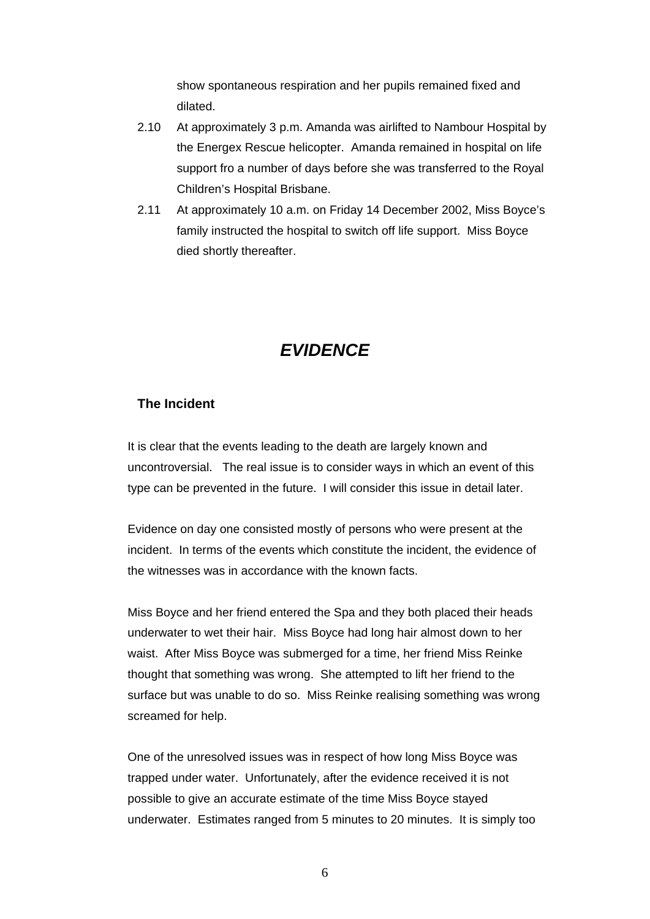show spontaneous respiration and her pupils remained fixed and dilated.

2.10 At approximately 3 p.m. Amanda was airlifted to Nambour Hospital by the Energex Rescue helicopter. Amanda remained in hospital on life support fro a number of days before she was transferred to the Royal Children's Hospital Brisbane.

2.11 At approximately 10 a.m. on Friday 14 December 2002, Miss Boyce's family instructed the hospital to switch off life support. Miss Boyce died shortly thereafter.

# *EVIDENCE*

### The Incident

It is clear that the events leading to the death are largely known and uncontroversial. The real issue is to consider ways in which an event of this type can be prevented in the future. I will consider this issue in detail later.

Evidence on day one consisted mostly of persons who were present at the incident. In terms of the events which constitute the incident, the evidence of the witnesses was in accordance with the known facts.

Miss Boyce and her friend entered the Spa and they both placed their heads underwater to wet their hair. Miss Boyce had long hair almost down to her waist. After Miss Boyce was submerged for a time, her friend Miss Reinke thought that something was wrong. She attempted to lift her friend to the surface but was unable to do so. Miss Reinke realising something was wrong screamed for help.

One of the unresolved issues was in respect of how long Miss Boyce was trapped under water. Unfortunately, after the evidence received it is not possible to give an accurate estimate of the time Miss Boyce stayed underwater. Estimates ranged from 5 minutes to 20 minutes. It is simply too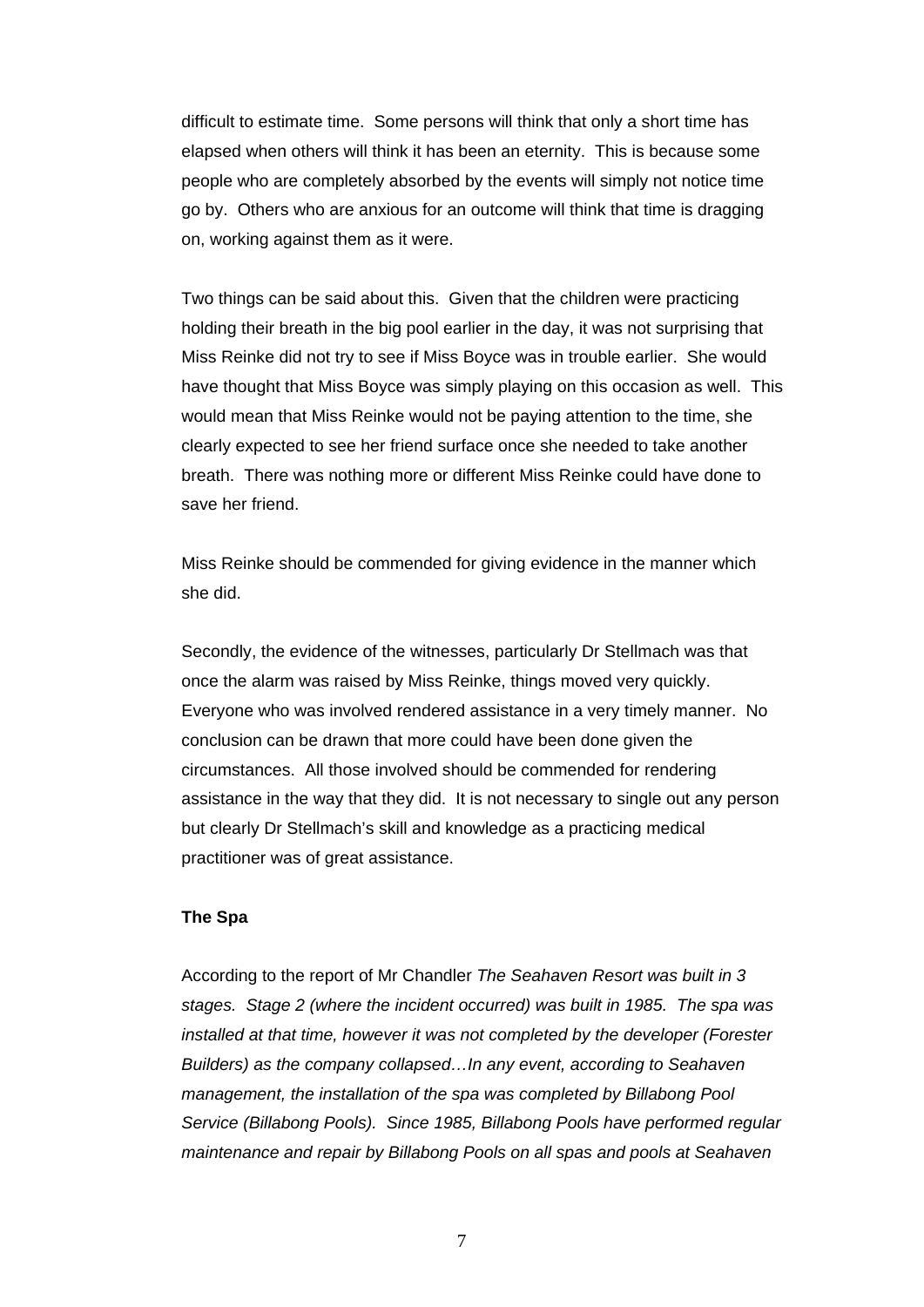difficult to estimate time. Some persons will think that only a short time has elapsed when others will think it has been an eternity. This is because some people who are completely absorbed by the events will simply not notice time go by. Others who are anxious for an outcome will think that time is dragging on, working against them as it were.

Two things can be said about this. Given that the children were practicing holding their breath in the big pool earlier in the day, it was not surprising that Miss Reinke did not try to see if Miss Boyce was in trouble earlier. She would have thought that Miss Boyce was simply playing on this occasion as well. This would mean that Miss Reinke would not be paying attention to the time, she clearly expected to see her friend surface once she needed to take another breath. There was nothing more or different Miss Reinke could have done to save her friend.

Miss Reinke should be commended for giving evidence in the manner which she did.

Secondly, the evidence of the witnesses, particularly Dr Stellmach was that once the alarm was raised by Miss Reinke, things moved very quickly. Everyone who was involved rendered assistance in a very timely manner. No conclusion can be drawn that more could have been done given the circumstances. All those involved should be commended for rendering assistance in the way that they did. It is not necessary to single out any person but clearly Dr Stellmach's skill and knowledge as a practicing medical practitioner was of great assistance.

**The Spa**

According to the report of Mr Chandler *The Seahaven Resort was built in 3 stages. Stage 2 (where the incident occurred) was built in 1985. The spa was installed at that time, however it was not completed by the developer (Forester Builders) as the company collapsed…In any event, according to Seahaven management, the installation of the spa was completed by Billabong Pool Service (Billabong Pools). Since 1985, Billabong Pools have performed regular maintenance and repair by Billabong Pools on all spas and pools at Seahaven*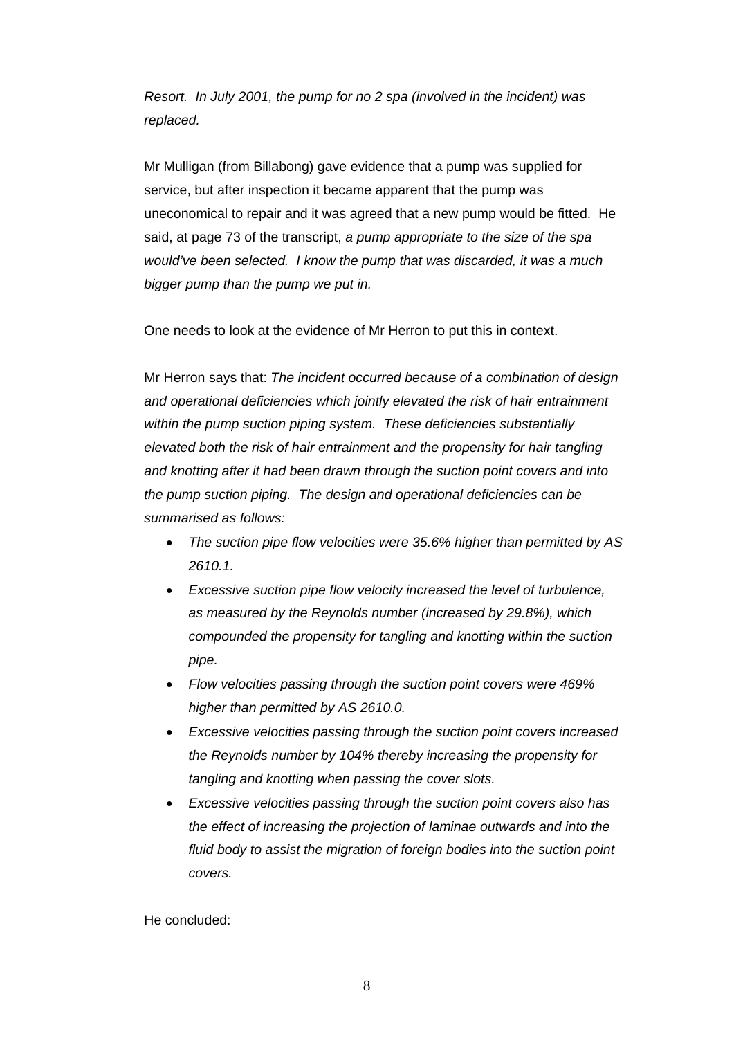*Resort. In July 2001, the pump for no 2 spa (involved in the incident) was replaced.*

Mr Mulligan (from Billabong) gave evidence that a pump was supplied for service, but after inspection it became apparent that the pump was uneconomical to repair and it was agreed that a new pump would be fitted. He said, at page 73 of the transcript, *a pump appropriate to the size of the spa would've been selected. I know the pump that was discarded, it was a much bigger pump than the pump we put in.*

One needs to look at the evidence of Mr Herron to put this in context.

Mr Herron says that: *The incident occurred because of a combination of design and operational deficiencies which jointly elevated the risk of hair entrainment within the pump suction piping system. These deficiencies substantially elevated both the risk of hair entrainment and the propensity for hair tangling and knotting after it had been drawn through the suction point covers and into the pump suction piping. The design and operational deficiencies can be summarised as follows:*

- *The suction pipe flow velocities were 35.6% higher than permitted by AS 2610.1.*
- *Excessive suction pipe flow velocity increased the level of turbulence, as measured by the Reynolds number (increased by 29.8%), which compounded the propensity for tangling and knotting within the suction pipe.*
- *Flow velocities passing through the suction point covers were 469% higher than permitted by AS 2610.0.*
- *Excessive velocities passing through the suction point covers increased the Reynolds number by 104% thereby increasing the propensity for tangling and knotting when passing the cover slots.*
- *Excessive velocities passing through the suction point covers also has the effect of increasing the projection of laminae outwards and into the fluid body to assist the migration of foreign bodies into the suction point covers.*

He concluded: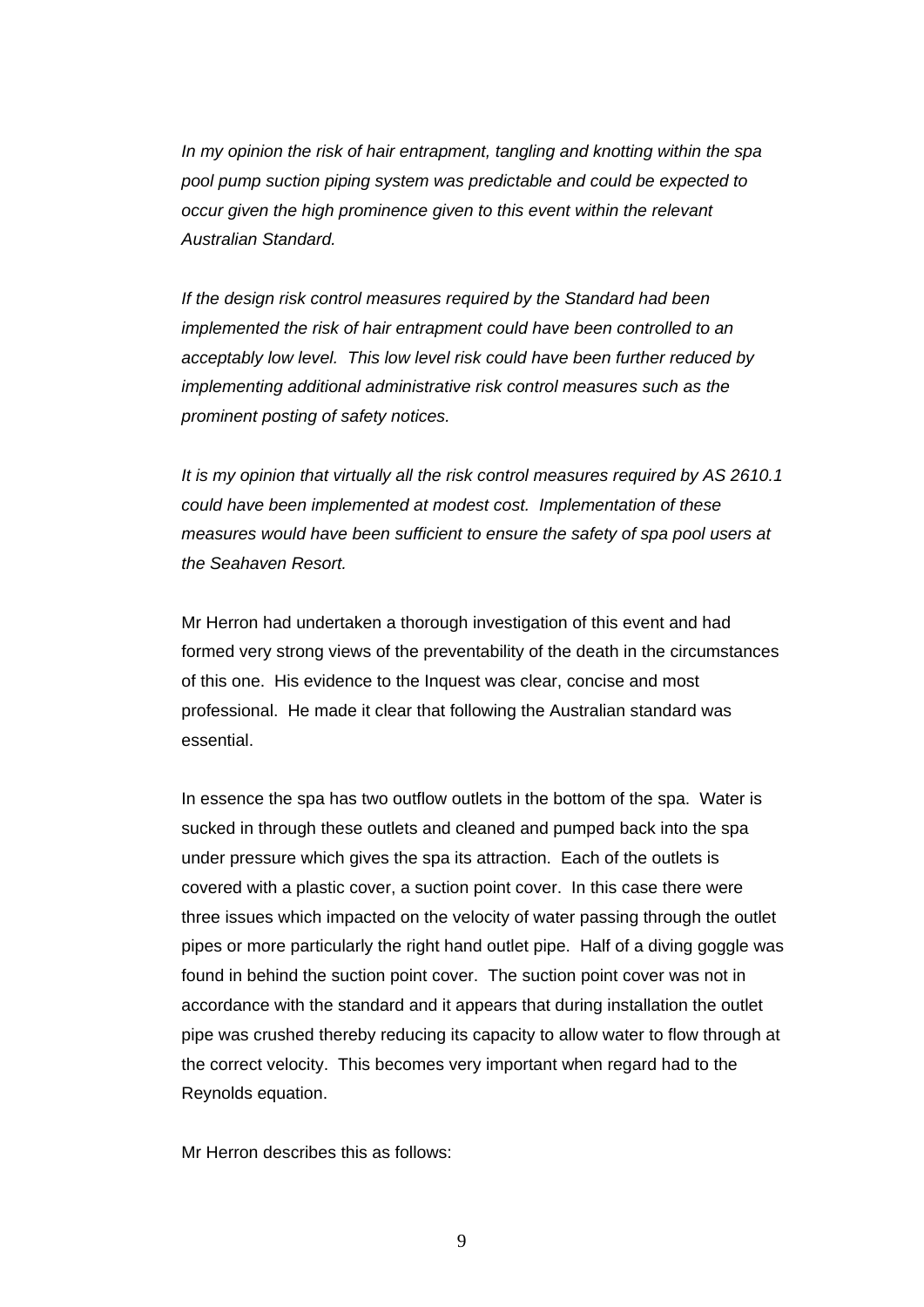*In my opinion the risk of hair entrapment, tangling and knotting within the spa pool pump suction piping system was predictable and could be expected to occur given the high prominence given to this event within the relevant Australian Standard.*

*If the design risk control measures required by the Standard had been implemented the risk of hair entrapment could have been controlled to an acceptably low level. This low level risk could have been further reduced by implementing additional administrative risk control measures such as the prominent posting of safety notices.*

*It is my opinion that virtually all the risk control measures required by AS 2610.1 could have been implemented at modest cost. Implementation of these measures would have been sufficient to ensure the safety of spa pool users at the Seahaven Resort.*

Mr Herron had undertaken a thorough investigation of this event and had formed very strong views of the preventability of the death in the circumstances of this one. His evidence to the Inquest was clear, concise and most professional. He made it clear that following the Australian standard was essential.

In essence the spa has two outflow outlets in the bottom of the spa. Water is sucked in through these outlets and cleaned and pumped back into the spa under pressure which gives the spa its attraction. Each of the outlets is covered with a plastic cover, a suction point cover. In this case there were three issues which impacted on the velocity of water passing through the outlet pipes or more particularly the right hand outlet pipe. Half of a diving goggle was found in behind the suction point cover. The suction point cover was not in accordance with the standard and it appears that during installation the outlet pipe was crushed thereby reducing its capacity to allow water to flow through at the correct velocity. This becomes very important when regard had to the Reynolds equation.

Mr Herron describes this as follows: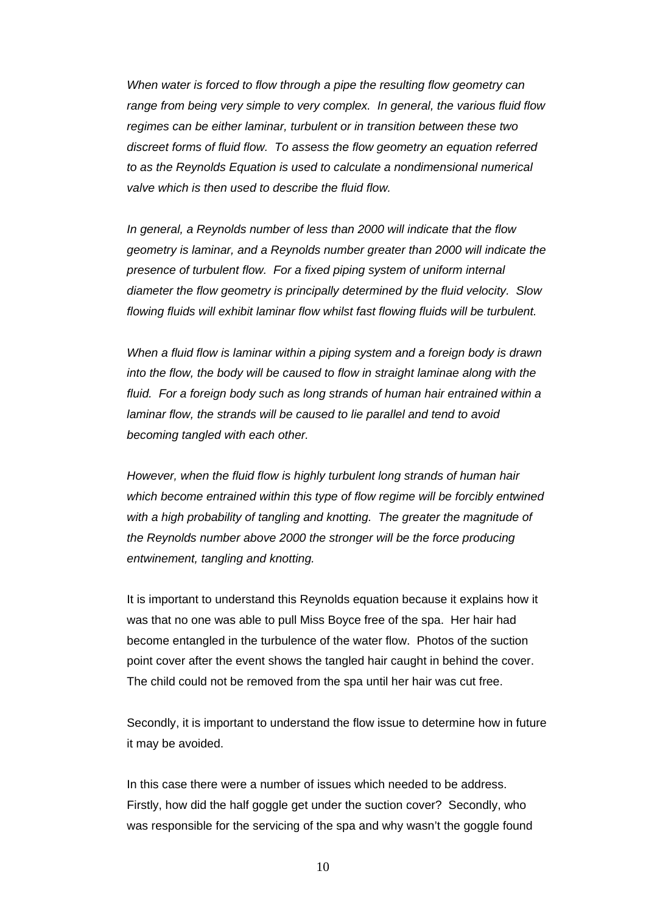*When water is forced to flow through a pipe the resulting flow geometry can range from being very simple to very complex. In general, the various fluid flow regimes can be either laminar, turbulent or in transition between these two discreet forms of fluid flow. To assess the flow geometry an equation referred to as the Reynolds Equation is used to calculate a nondimensional numerical valve which is then used to describe the fluid flow.*

*In general, a Reynolds number of less than 2000 will indicate that the flow geometry is laminar, and a Reynolds number greater than 2000 will indicate the presence of turbulent flow. For a fixed piping system of uniform internal diameter the flow geometry is principally determined by the fluid velocity. Slow flowing fluids will exhibit laminar flow whilst fast flowing fluids will be turbulent.*

*When a fluid flow is laminar within a piping system and a foreign body is drawn into the flow, the body will be caused to flow in straight laminae along with the fluid. For a foreign body such as long strands of human hair entrained within a laminar flow, the strands will be caused to lie parallel and tend to avoid becoming tangled with each other.*

*However, when the fluid flow is highly turbulent long strands of human hair which become entrained within this type of flow regime will be forcibly entwined with a high probability of tangling and knotting. The greater the magnitude of the Reynolds number above 2000 the stronger will be the force producing entwinement, tangling and knotting.*

It is important to understand this Reynolds equation because it explains how it was that no one was able to pull Miss Boyce free of the spa. Her hair had become entangled in the turbulence of the water flow. Photos of the suction point cover after the event shows the tangled hair caught in behind the cover. The child could not be removed from the spa until her hair was cut free.

Secondly, it is important to understand the flow issue to determine how in future it may be avoided.

In this case there were a number of issues which needed to be address. Firstly, how did the half goggle get under the suction cover? Secondly, who was responsible for the servicing of the spa and why wasn't the goggle found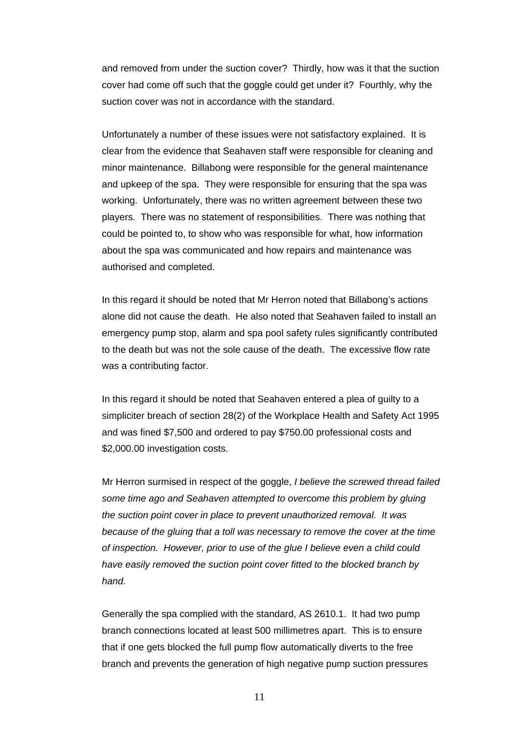and removed from under the suction cover? Thirdly, how was it that the suction cover had come off such that the goggle could get under it? Fourthly, why the suction cover was not in accordance with the standard.

Unfortunately a number of these issues were not satisfactory explained. It is clear from the evidence that Seahaven staff were responsible for cleaning and minor maintenance. Billabong were responsible for the general maintenance and upkeep of the spa. They were responsible for ensuring that the spa was working. Unfortunately, there was no written agreement between these two players. There was no statement of responsibilities. There was nothing that could be pointed to, to show who was responsible for what, how information about the spa was communicated and how repairs and maintenance was authorised and completed.

In this regard it should be noted that Mr Herron noted that Billabong's actions alone did not cause the death. He also noted that Seahaven failed to install an emergency pump stop, alarm and spa pool safety rules significantly contributed to the death but was not the sole cause of the death. The excessive flow rate was a contributing factor.

In this regard it should be noted that Seahaven entered a plea of guilty to a simpliciter breach of section 28(2) of the Workplace Health and Safety Act 1995 and was fined $7,500 and ordered to pay $750.00 professional costs and $2,000.00 investigation costs.

Mr Herron surmised in respect of the goggle, *I believe the screwed thread failed some time ago and Seahaven attempted to overcome this problem by gluing the suction point cover in place to prevent unauthorized removal. It was because of the gluing that a toll was necessary to remove the cover at the time of inspection. However, prior to use of the glue I believe even a child could have easily removed the suction point cover fitted to the blocked branch by hand.*

Generally the spa complied with the standard, AS 2610.1. It had two pump branch connections located at least 500 millimetres apart. This is to ensure that if one gets blocked the full pump flow automatically diverts to the free branch and prevents the generation of high negative pump suction pressures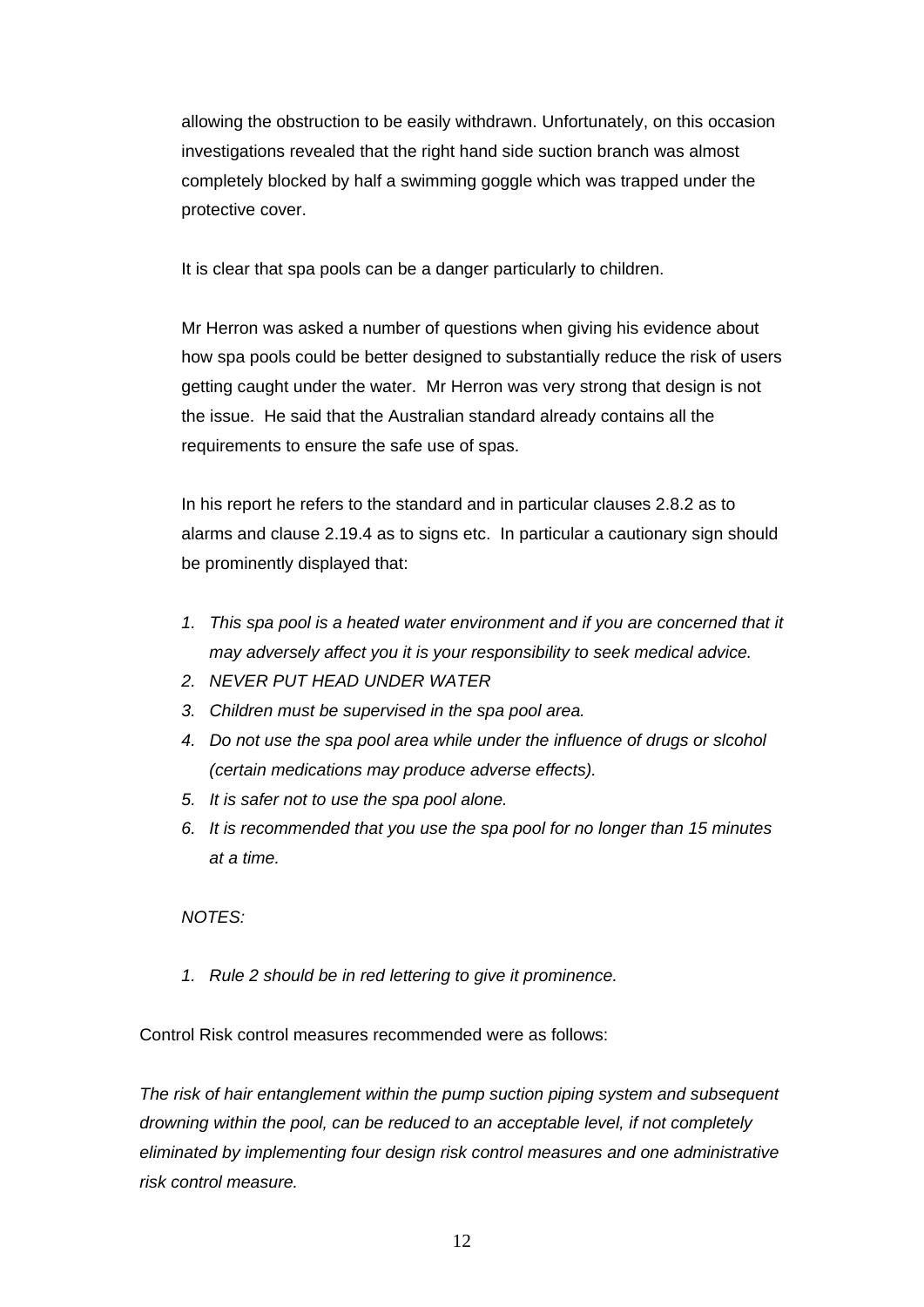allowing the obstruction to be easily withdrawn. Unfortunately, on this occasion investigations revealed that the right hand side suction branch was almost completely blocked by half a swimming goggle which was trapped under the protective cover.

It is clear that spa pools can be a danger particularly to children.

Mr Herron was asked a number of questions when giving his evidence about how spa pools could be better designed to substantially reduce the risk of users getting caught under the water. Mr Herron was very strong that design is not the issue. He said that the Australian standard already contains all the requirements to ensure the safe use of spas.

In his report he refers to the standard and in particular clauses 2.8.2 as to alarms and clause 2.19.4 as to signs etc. In particular a cautionary sign should be prominently displayed that:

1. *This spa pool is a heated water environment and if you are concerned that it may adversely affect you it is your responsibility to seek medical advice.*
2. *NEVER PUT HEAD UNDER WATER*
3. *Children must be supervised in the spa pool area.*
4. *Do not use the spa pool area while under the influence of drugs or slcohol (certain medications may produce adverse effects).*
5. *It is safer not to use the spa pool alone.*
6. *It is recommended that you use the spa pool for no longer than 15 minutes at a time.*

*NOTES:*

1. *Rule 2 should be in red lettering to give it prominence.*

Control Risk control measures recommended were as follows:

*The risk of hair entanglement within the pump suction piping system and subsequent drowning within the pool, can be reduced to an acceptable level, if not completely eliminated by implementing four design risk control measures and one administrative risk control measure.*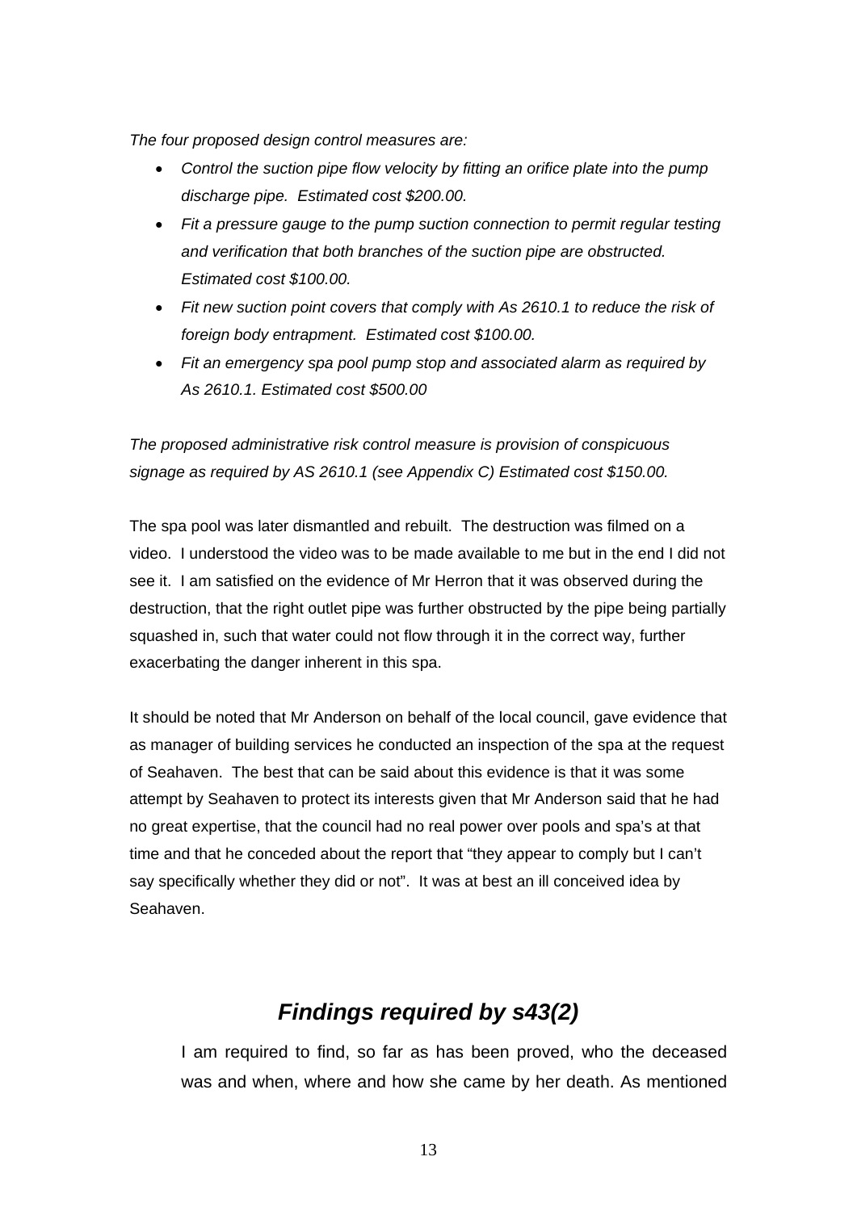*The four proposed design control measures are:*

- *Control the suction pipe flow velocity by fitting an orifice plate into the pump discharge pipe. Estimated cost $200.00.*
- *Fit a pressure gauge to the pump suction connection to permit regular testing and verification that both branches of the suction pipe are obstructed. Estimated cost $100.00.*
- *Fit new suction point covers that comply with As 2610.1 to reduce the risk of foreign body entrapment. Estimated cost $100.00.*
- *Fit an emergency spa pool pump stop and associated alarm as required by As 2610.1. Estimated cost $500.00*

*The proposed administrative risk control measure is provision of conspicuous signage as required by AS 2610.1 (see Appendix C) Estimated cost $150.00.*

The spa pool was later dismantled and rebuilt. The destruction was filmed on a video. I understood the video was to be made available to me but in the end I did not see it. I am satisfied on the evidence of Mr Herron that it was observed during the destruction, that the right outlet pipe was further obstructed by the pipe being partially squashed in, such that water could not flow through it in the correct way, further exacerbating the danger inherent in this spa.

It should be noted that Mr Anderson on behalf of the local council, gave evidence that as manager of building services he conducted an inspection of the spa at the request of Seahaven. The best that can be said about this evidence is that it was some attempt by Seahaven to protect its interests given that Mr Anderson said that he had no great expertise, that the council had no real power over pools and spa's at that time and that he conceded about the report that "they appear to comply but I can't say specifically whether they did or not". It was at best an ill conceived idea by Seahaven.

## *Findings required by s43(2)*

I am required to find, so far as has been proved, who the deceased was and when, where and how she came by her death. As mentioned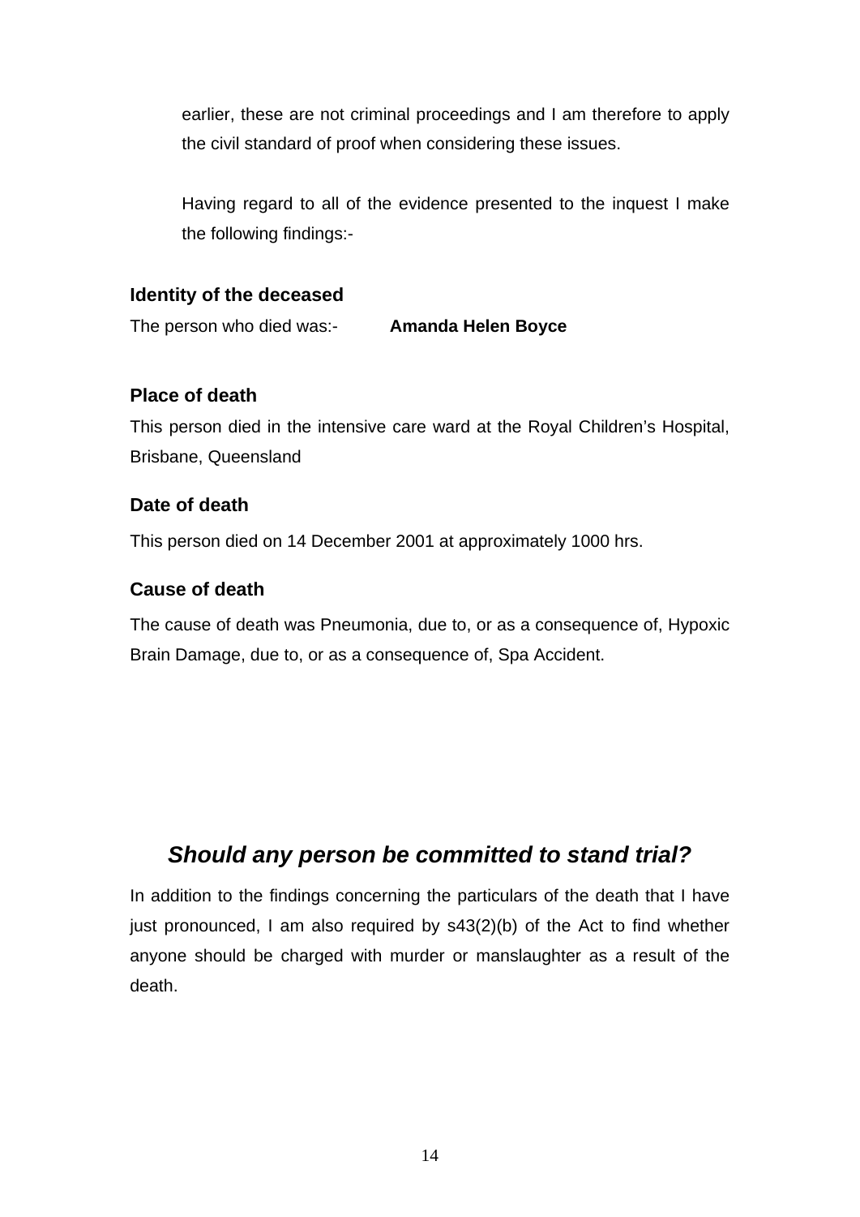earlier, these are not criminal proceedings and I am therefore to apply the civil standard of proof when considering these issues.

Having regard to all of the evidence presented to the inquest I make the following findings:-

### Identity of the deceased

The person who died was:- **Amanda Helen Boyce**

### Place of death

This person died in the intensive care ward at the Royal Children's Hospital, Brisbane, Queensland

### Date of death

This person died on 14 December 2001 at approximately 1000 hrs.

### Cause of death

The cause of death was Pneumonia, due to, or as a consequence of, Hypoxic Brain Damage, due to, or as a consequence of, Spa Accident.

## *Should any person be committed to stand trial?*

In addition to the findings concerning the particulars of the death that I have just pronounced, I am also required by s43(2)(b) of the Act to find whether anyone should be charged with murder or manslaughter as a result of the death.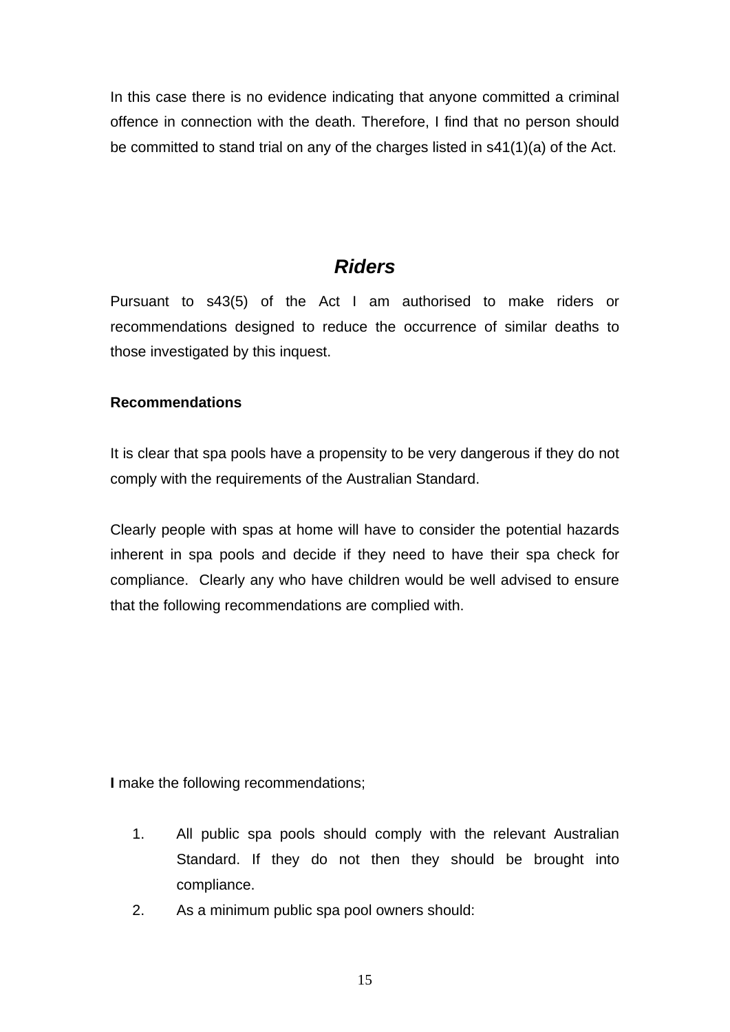In this case there is no evidence indicating that anyone committed a criminal offence in connection with the death. Therefore, I find that no person should be committed to stand trial on any of the charges listed in s41(1)(a) of the Act.

## *Riders*

Pursuant to s43(5) of the Act I am authorised to make riders or recommendations designed to reduce the occurrence of similar deaths to those investigated by this inquest.

**Recommendations**

It is clear that spa pools have a propensity to be very dangerous if they do not comply with the requirements of the Australian Standard.

Clearly people with spas at home will have to consider the potential hazards inherent in spa pools and decide if they need to have their spa check for compliance. Clearly any who have children would be well advised to ensure that the following recommendations are complied with.

**I** make the following recommendations;

1. All public spa pools should comply with the relevant Australian Standard. If they do not then they should be brought into compliance.
2. As a minimum public spa pool owners should: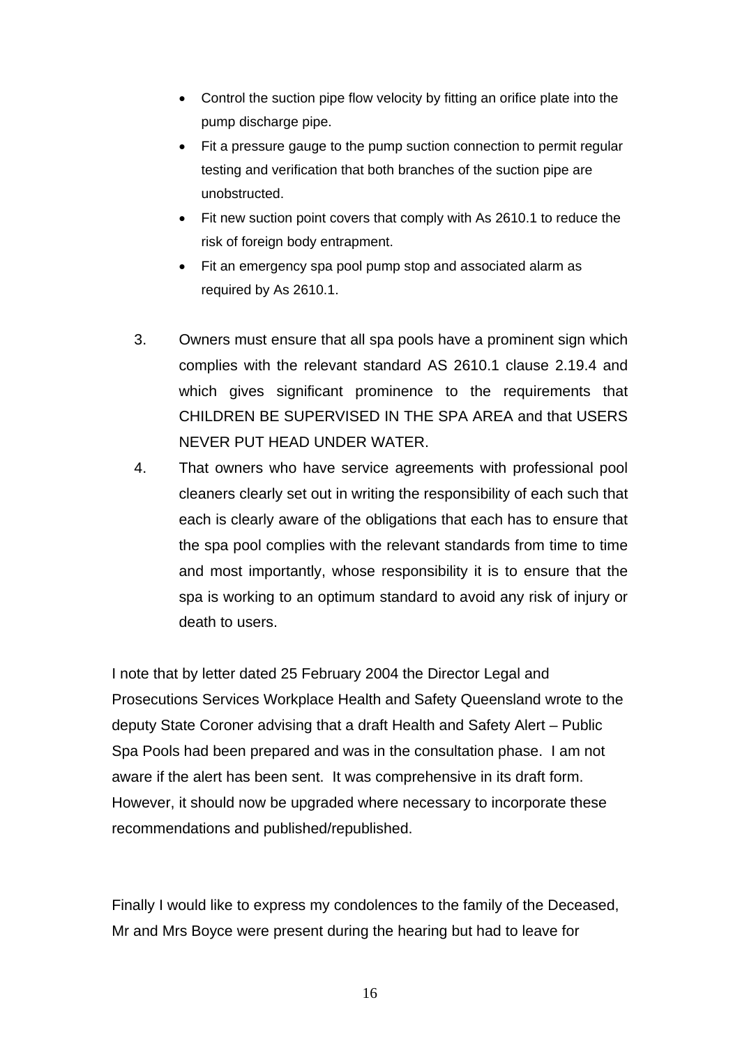- Control the suction pipe flow velocity by fitting an orifice plate into the pump discharge pipe.
- Fit a pressure gauge to the pump suction connection to permit regular testing and verification that both branches of the suction pipe are unobstructed.
- Fit new suction point covers that comply with As 2610.1 to reduce the risk of foreign body entrapment.
- Fit an emergency spa pool pump stop and associated alarm as required by As 2610.1.

3. Owners must ensure that all spa pools have a prominent sign which complies with the relevant standard AS 2610.1 clause 2.19.4 and which gives significant prominence to the requirements that CHILDREN BE SUPERVISED IN THE SPA AREA and that USERS NEVER PUT HEAD UNDER WATER.
4. That owners who have service agreements with professional pool cleaners clearly set out in writing the responsibility of each such that each is clearly aware of the obligations that each has to ensure that the spa pool complies with the relevant standards from time to time and most importantly, whose responsibility it is to ensure that the spa is working to an optimum standard to avoid any risk of injury or death to users.

I note that by letter dated 25 February 2004 the Director Legal and Prosecutions Services Workplace Health and Safety Queensland wrote to the deputy State Coroner advising that a draft Health and Safety Alert – Public Spa Pools had been prepared and was in the consultation phase. I am not aware if the alert has been sent. It was comprehensive in its draft form. However, it should now be upgraded where necessary to incorporate these recommendations and published/republished.

Finally I would like to express my condolences to the family of the Deceased, Mr and Mrs Boyce were present during the hearing but had to leave for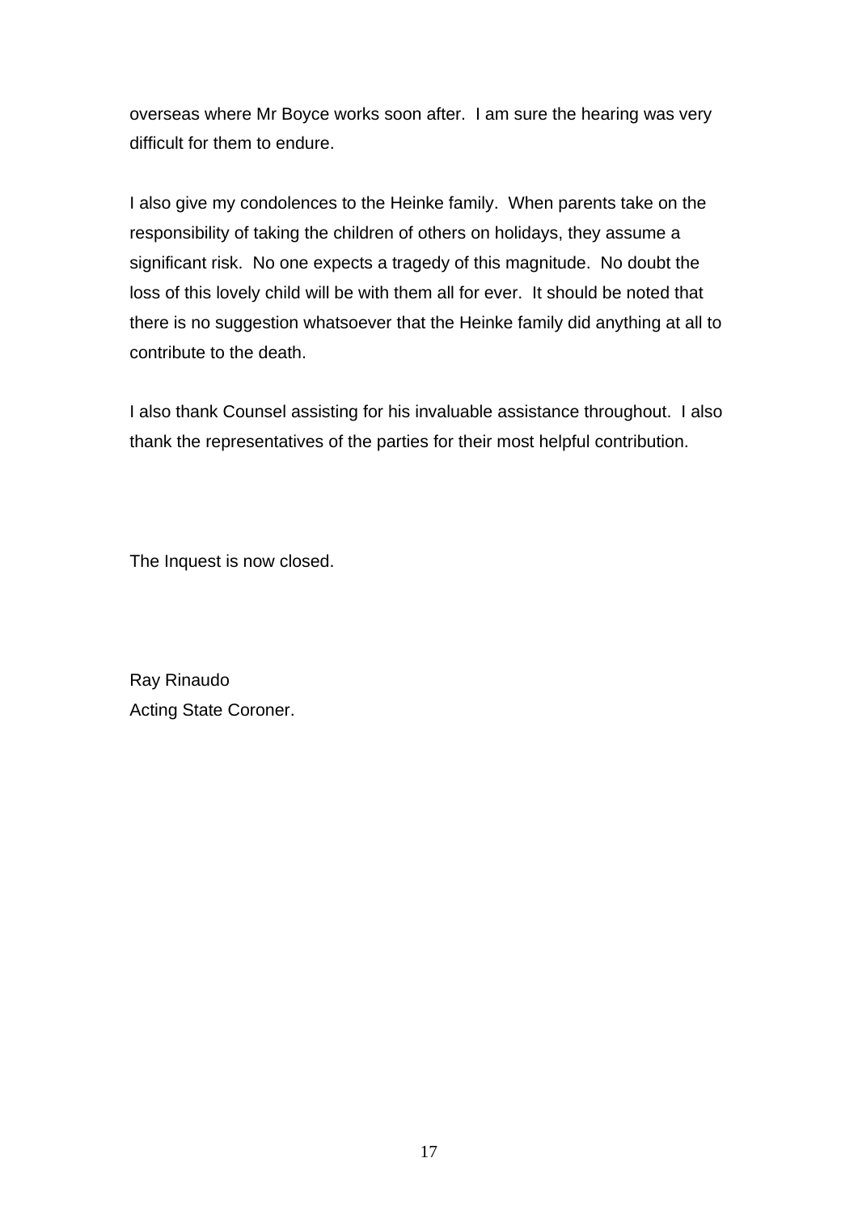overseas where Mr Boyce works soon after. I am sure the hearing was very difficult for them to endure.

I also give my condolences to the Heinke family. When parents take on the responsibility of taking the children of others on holidays, they assume a significant risk. No one expects a tragedy of this magnitude. No doubt the loss of this lovely child will be with them all for ever. It should be noted that there is no suggestion whatsoever that the Heinke family did anything at all to contribute to the death.

I also thank Counsel assisting for his invaluable assistance throughout. I also thank the representatives of the parties for their most helpful contribution.

The Inquest is now closed.

Ray Rinaudo
Acting State Coroner.